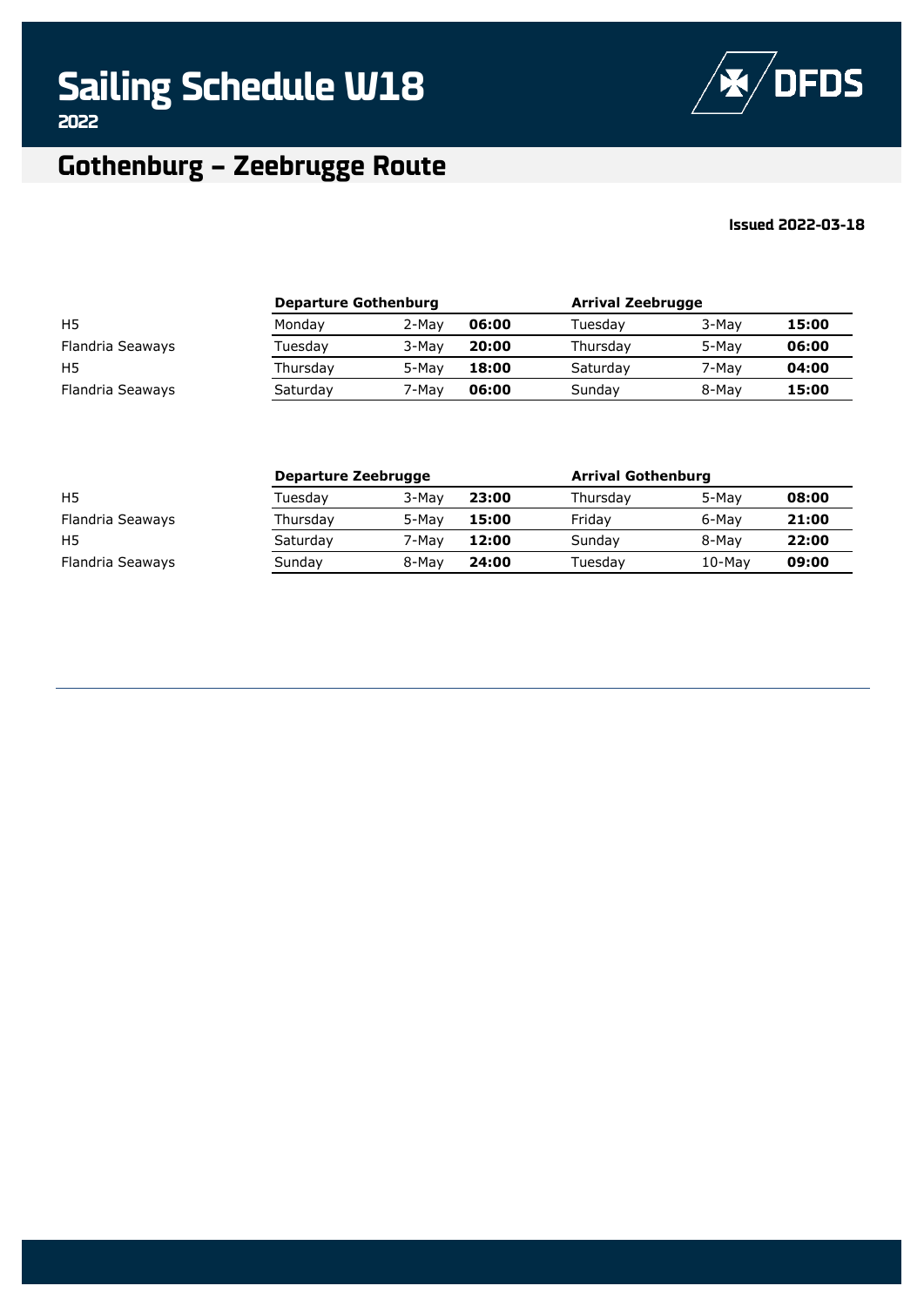# Sailing Schedule W18

**2022**

## Gothenburg – Zeebrugge Route

**Issued 2022-03-18**

| | Departure Gothenburg | | | Arrival Zeebrugge | | |
|---|---|---|---|---|---|---|
| H5 | Monday | 2-May | **06:00** | Tuesday | 3-May | **15:00** |
| Flandria Seaways | Tuesday | 3-May | **20:00** | Thursday | 5-May | **06:00** |
| H5 | Thursday | 5-May | **18:00** | Saturday | 7-May | **04:00** |
| Flandria Seaways | Saturday | 7-May | **06:00** | Sunday | 8-May | **15:00** |

| | Departure Zeebrugge | | | Arrival Gothenburg | | |
|---|---|---|---|---|---|---|
| H5 | Tuesday | 3-May | **23:00** | Thursday | 5-May | **08:00** |
| Flandria Seaways | Thursday | 5-May | **15:00** | Friday | 6-May | **21:00** |
| H5 | Saturday | 7-May | **12:00** | Sunday | 8-May | **22:00** |
| Flandria Seaways | Sunday | 8-May | **24:00** | Tuesday | 10-May | **09:00** |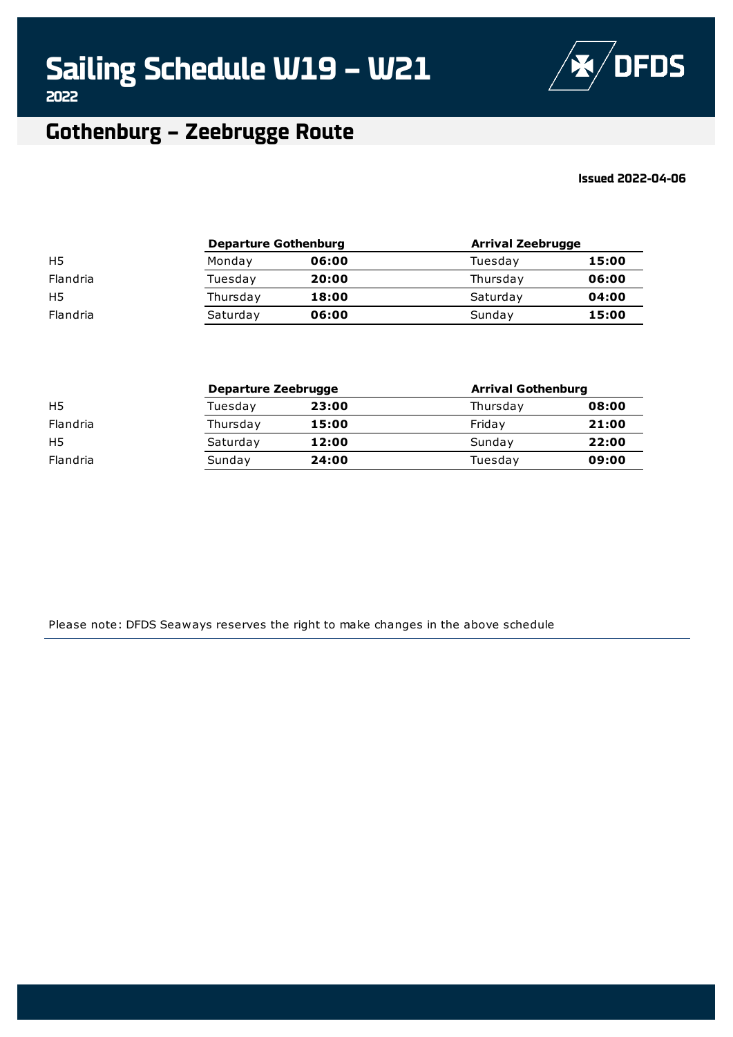# Sailing Schedule W19 – W21

**2022**

DFDS

## Gothenburg – Zeebrugge Route

**Issued 2022-04-06**

| | Departure Gothenburg | | Arrival Zeebrugge | |
|---|---|---|---|---|
| H5 | Monday | **06:00** | Tuesday | **15:00** |
| Flandria | Tuesday | **20:00** | Thursday | **06:00** |
| H5 | Thursday | **18:00** | Saturday | **04:00** |
| Flandria | Saturday | **06:00** | Sunday | **15:00** |

| | Departure Zeebrugge | | Arrival Gothenburg | |
|---|---|---|---|---|
| H5 | Tuesday | **23:00** | Thursday | **08:00** |
| Flandria | Thursday | **15:00** | Friday | **21:00** |
| H5 | Saturday | **12:00** | Sunday | **22:00** |
| Flandria | Sunday | **24:00** | Tuesday | **09:00** |

Please note: DFDS Seaways reserves the right to make changes in the above schedule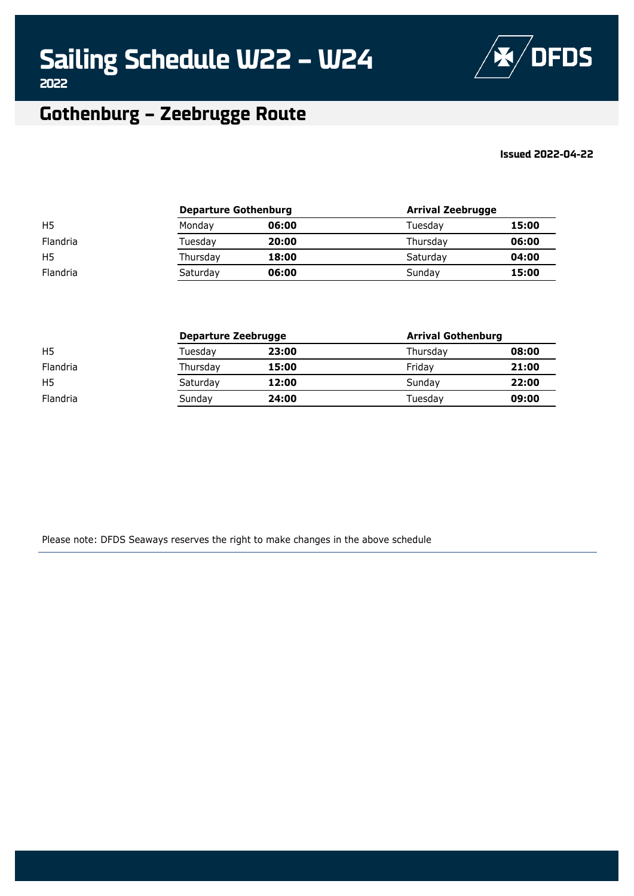# Sailing Schedule W22 – W24

**2022**

## Gothenburg – Zeebrugge Route

**Issued 2022-04-22**

| | Departure Gothenburg | | Arrival Zeebrugge | |
|---|---|---|---|---|
| H5 | Monday | **06:00** | Tuesday | **15:00** |
| Flandria | Tuesday | **20:00** | Thursday | **06:00** |
| H5 | Thursday | **18:00** | Saturday | **04:00** |
| Flandria | Saturday | **06:00** | Sunday | **15:00** |

| | Departure Zeebrugge | | Arrival Gothenburg | |
|---|---|---|---|---|
| H5 | Tuesday | **23:00** | Thursday | **08:00** |
| Flandria | Thursday | **15:00** | Friday | **21:00** |
| H5 | Saturday | **12:00** | Sunday | **22:00** |
| Flandria | Sunday | **24:00** | Tuesday | **09:00** |

Please note: DFDS Seaways reserves the right to make changes in the above schedule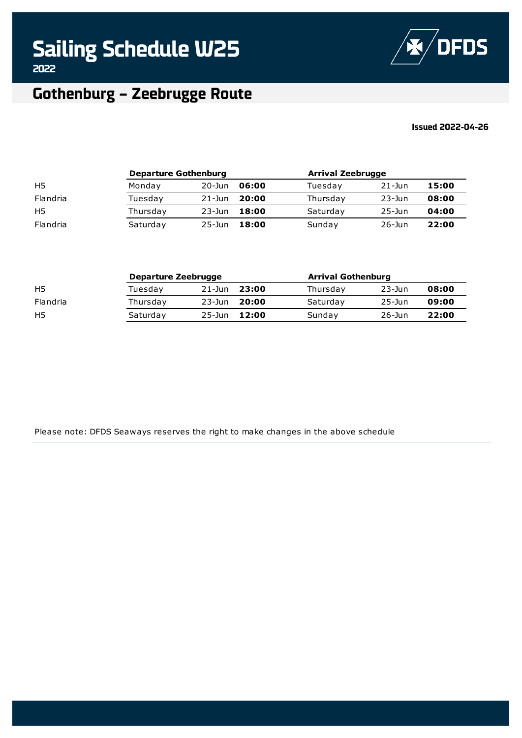# Sailing Schedule W25

**2022**

DFDS

## Gothenburg – Zeebrugge Route

**Issued 2022-04-26**

| | Departure Gothenburg | | | Arrival Zeebrugge | | |
|---|---|---|---|---|---|---|
| H5 | Monday | 20-Jun | **06:00** | Tuesday | 21-Jun | **15:00** |
| Flandria | Tuesday | 21-Jun | **20:00** | Thursday | 23-Jun | **08:00** |
| H5 | Thursday | 23-Jun | **18:00** | Saturday | 25-Jun | **04:00** |
| Flandria | Saturday | 25-Jun | **18:00** | Sunday | 26-Jun | **22:00** |

| | Departure Zeebrugge | | | Arrival Gothenburg | | |
|---|---|---|---|---|---|---|
| H5 | Tuesday | 21-Jun | **23:00** | Thursday | 23-Jun | **08:00** |
| Flandria | Thursday | 23-Jun | **20:00** | Saturday | 25-Jun | **09:00** |
| H5 | Saturday | 25-Jun | **12:00** | Sunday | 26-Jun | **22:00** |

Please note: DFDS Seaways reserves the right to make changes in the above schedule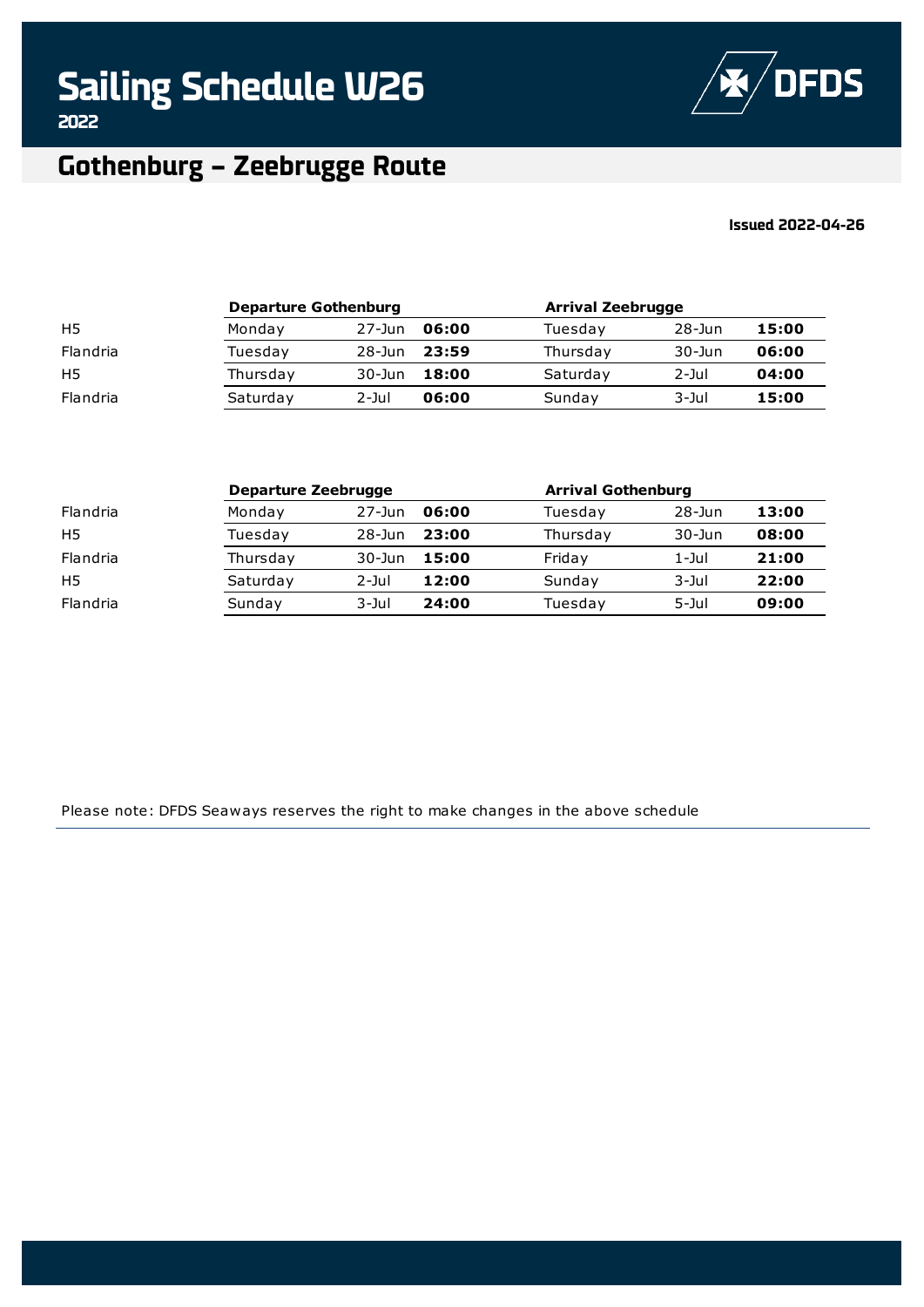# Sailing Schedule W26

2022

DFDS

## Gothenburg – Zeebrugge Route

**Issued 2022-04-26**

| | **Departure Gothenburg** | | | **Arrival Zeebrugge** | | |
|---|---|---|---|---|---|---|
| H5 | Monday | 27-Jun | **06:00** | Tuesday | 28-Jun | **15:00** |
| Flandria | Tuesday | 28-Jun | **23:59** | Thursday | 30-Jun | **06:00** |
| H5 | Thursday | 30-Jun | **18:00** | Saturday | 2-Jul | **04:00** |
| Flandria | Saturday | 2-Jul | **06:00** | Sunday | 3-Jul | **15:00** |

| | **Departure Zeebrugge** | | | **Arrival Gothenburg** | | |
|---|---|---|---|---|---|---|
| Flandria | Monday | 27-Jun | **06:00** | Tuesday | 28-Jun | **13:00** |
| H5 | Tuesday | 28-Jun | **23:00** | Thursday | 30-Jun | **08:00** |
| Flandria | Thursday | 30-Jun | **15:00** | Friday | 1-Jul | **21:00** |
| H5 | Saturday | 2-Jul | **12:00** | Sunday | 3-Jul | **22:00** |
| Flandria | Sunday | 3-Jul | **24:00** | Tuesday | 5-Jul | **09:00** |

Please note: DFDS Seaways reserves the right to make changes in the above schedule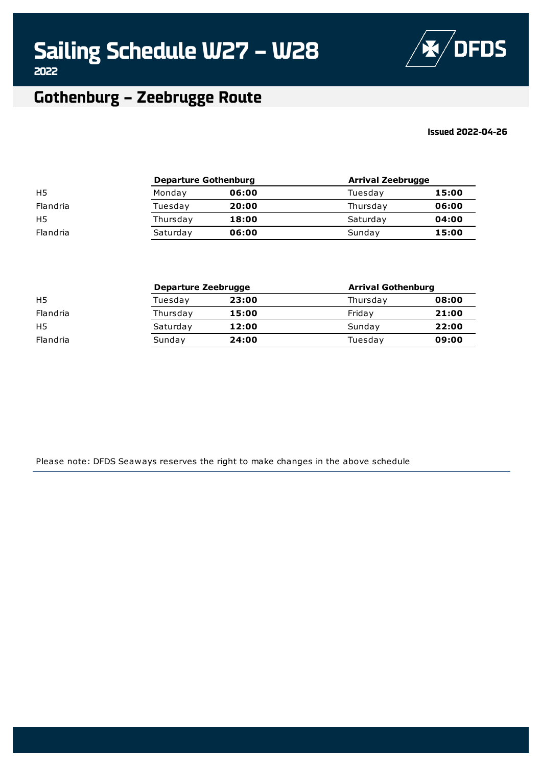# Sailing Schedule W27 – W28

2022

## Gothenburg – Zeebrugge Route

**Issued 2022-04-26**

| | Departure Gothenburg | | Arrival Zeebrugge | |
|---|---|---|---|---|
| H5 | Monday | **06:00** | Tuesday | **15:00** |
| Flandria | Tuesday | **20:00** | Thursday | **06:00** |
| H5 | Thursday | **18:00** | Saturday | **04:00** |
| Flandria | Saturday | **06:00** | Sunday | **15:00** |

| | Departure Zeebrugge | | Arrival Gothenburg | |
|---|---|---|---|---|
| H5 | Tuesday | **23:00** | Thursday | **08:00** |
| Flandria | Thursday | **15:00** | Friday | **21:00** |
| H5 | Saturday | **12:00** | Sunday | **22:00** |
| Flandria | Sunday | **24:00** | Tuesday | **09:00** |

Please note: DFDS Seaways reserves the right to make changes in the above schedule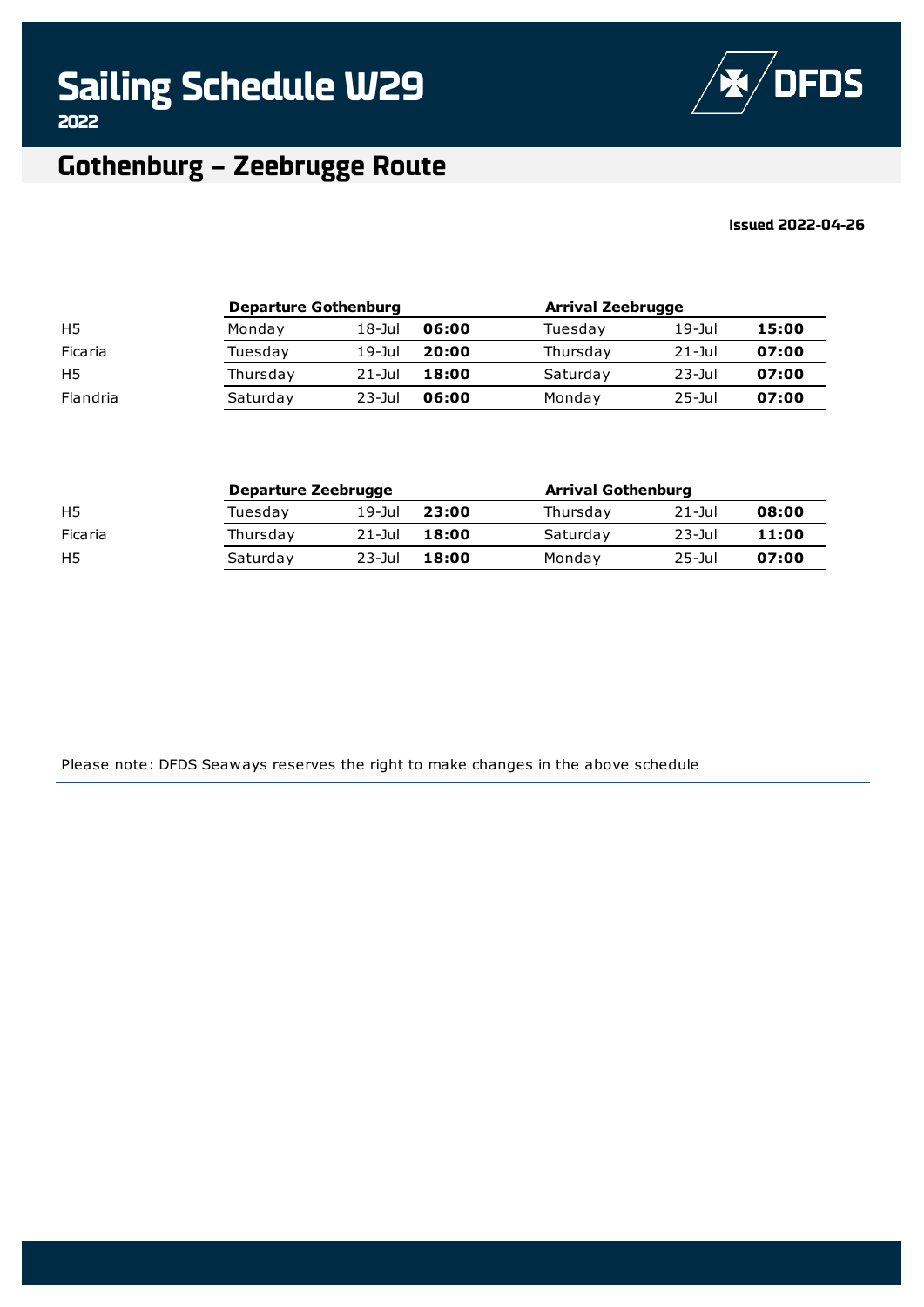# Sailing Schedule W29

**2022**

DFDS

## Gothenburg – Zeebrugge Route

**Issued 2022-04-26**

| | Departure Gothenburg | | | Arrival Zeebrugge | | |
|---|---|---|---|---|---|---|
| H5 | Monday | 18-Jul | **06:00** | Tuesday | 19-Jul | **15:00** |
| Ficaria | Tuesday | 19-Jul | **20:00** | Thursday | 21-Jul | **07:00** |
| H5 | Thursday | 21-Jul | **18:00** | Saturday | 23-Jul | **07:00** |
| Flandria | Saturday | 23-Jul | **06:00** | Monday | 25-Jul | **07:00** |

| | Departure Zeebrugge | | | Arrival Gothenburg | | |
|---|---|---|---|---|---|---|
| H5 | Tuesday | 19-Jul | **23:00** | Thursday | 21-Jul | **08:00** |
| Ficaria | Thursday | 21-Jul | **18:00** | Saturday | 23-Jul | **11:00** |
| H5 | Saturday | 23-Jul | **18:00** | Monday | 25-Jul | **07:00** |

Please note: DFDS Seaways reserves the right to make changes in the above schedule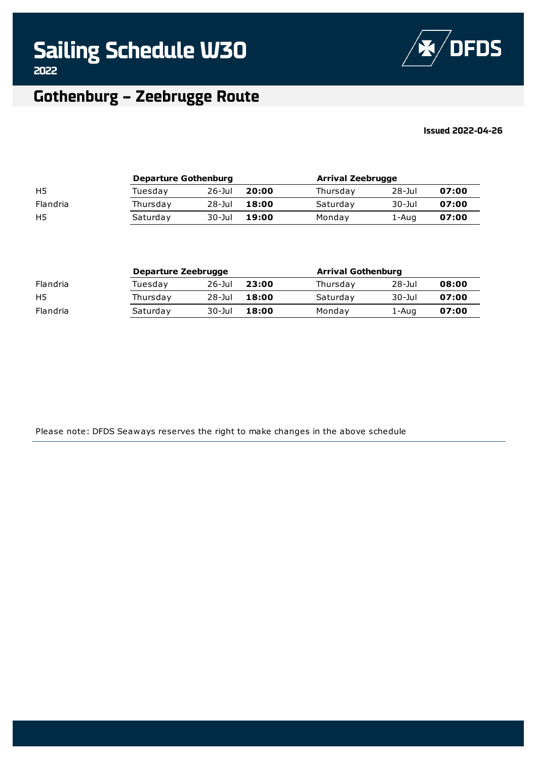# Sailing Schedule W30

**2022**

DFDS

## Gothenburg – Zeebrugge Route

**Issued 2022-04-26**

| | **Departure Gothenburg** | | | **Arrival Zeebrugge** | | |
|---|---|---|---|---|---|---|
| H5 | Tuesday | 26-Jul | **20:00** | Thursday | 28-Jul | **07:00** |
| Flandria | Thursday | 28-Jul | **18:00** | Saturday | 30-Jul | **07:00** |
| H5 | Saturday | 30-Jul | **19:00** | Monday | 1-Aug | **07:00** |

| | **Departure Zeebrugge** | | | **Arrival Gothenburg** | | |
|---|---|---|---|---|---|---|
| Flandria | Tuesday | 26-Jul | **23:00** | Thursday | 28-Jul | **08:00** |
| H5 | Thursday | 28-Jul | **18:00** | Saturday | 30-Jul | **07:00** |
| Flandria | Saturday | 30-Jul | **18:00** | Monday | 1-Aug | **07:00** |

Please note: DFDS Seaways reserves the right to make changes in the above schedule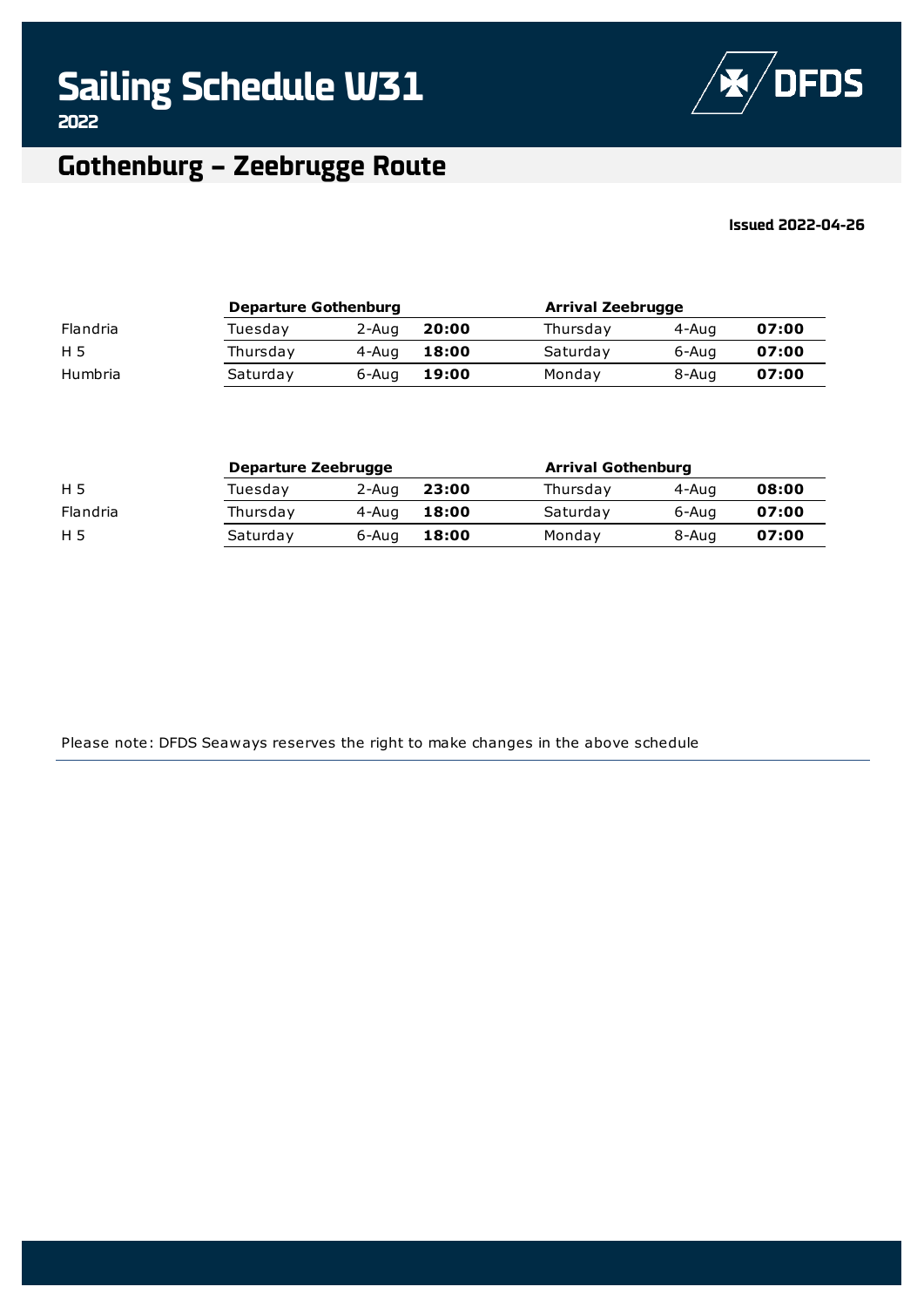# Sailing Schedule W31

**2022**

DFDS

## Gothenburg – Zeebrugge Route

**Issued 2022-04-26**

| | Departure Gothenburg | | | Arrival Zeebrugge | | |
|---|---|---|---|---|---|---|
| Flandria | Tuesday | 2-Aug | **20:00** | Thursday | 4-Aug | **07:00** |
| H 5 | Thursday | 4-Aug | **18:00** | Saturday | 6-Aug | **07:00** |
| Humbria | Saturday | 6-Aug | **19:00** | Monday | 8-Aug | **07:00** |

| | Departure Zeebrugge | | | Arrival Gothenburg | | |
|---|---|---|---|---|---|---|
| H 5 | Tuesday | 2-Aug | **23:00** | Thursday | 4-Aug | **08:00** |
| Flandria | Thursday | 4-Aug | **18:00** | Saturday | 6-Aug | **07:00** |
| H 5 | Saturday | 6-Aug | **18:00** | Monday | 8-Aug | **07:00** |

Please note: DFDS Seaways reserves the right to make changes in the above schedule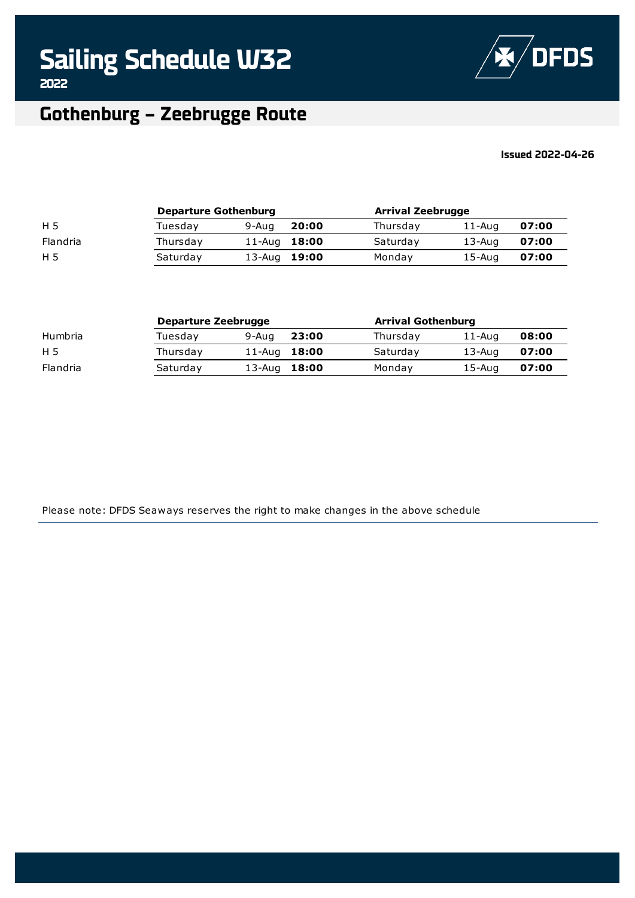# Sailing Schedule W32

**2022**

DFDS

## Gothenburg – Zeebrugge Route

**Issued 2022-04-26**

| | Departure Gothenburg | | | Arrival Zeebrugge | | |
|---|---|---|---|---|---|---|
| H 5 | Tuesday | 9-Aug | **20:00** | Thursday | 11-Aug | **07:00** |
| Flandria | Thursday | 11-Aug | **18:00** | Saturday | 13-Aug | **07:00** |
| H 5 | Saturday | 13-Aug | **19:00** | Monday | 15-Aug | **07:00** |

| | Departure Zeebrugge | | | Arrival Gothenburg | | |
|---|---|---|---|---|---|---|
| Humbria | Tuesday | 9-Aug | **23:00** | Thursday | 11-Aug | **08:00** |
| H 5 | Thursday | 11-Aug | **18:00** | Saturday | 13-Aug | **07:00** |
| Flandria | Saturday | 13-Aug | **18:00** | Monday | 15-Aug | **07:00** |

Please note: DFDS Seaways reserves the right to make changes in the above schedule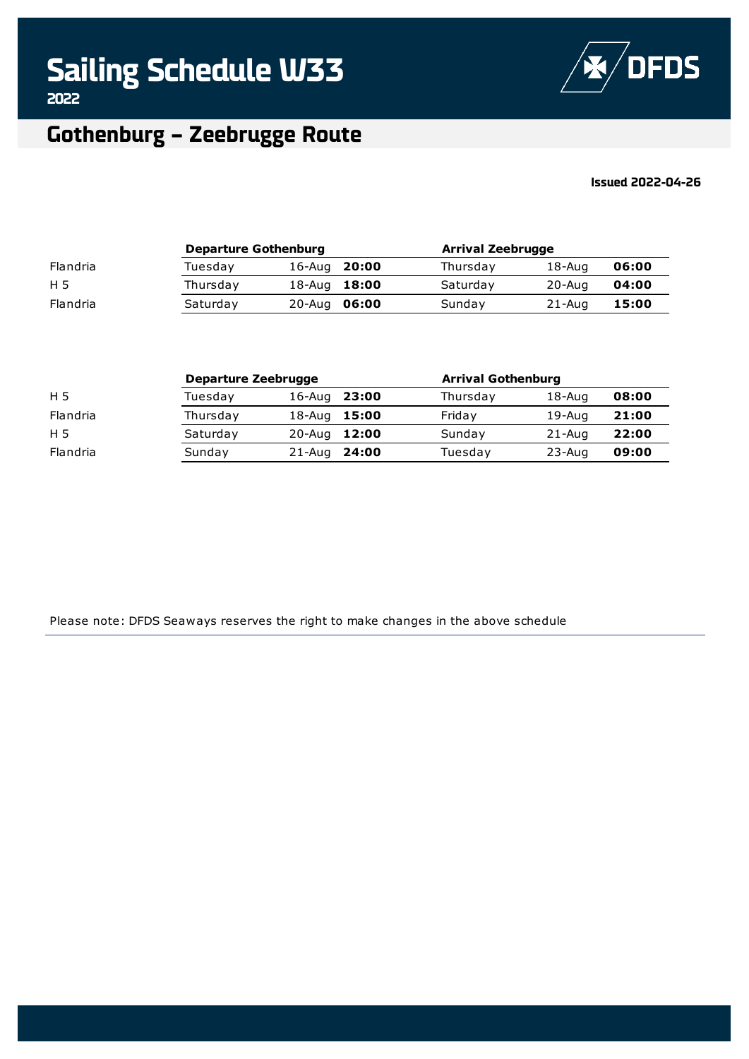# Sailing Schedule W33

**2022**

DFDS

## Gothenburg – Zeebrugge Route

**Issued 2022-04-26**

| | Departure Gothenburg | | | Arrival Zeebrugge | | |
|---|---|---|---|---|---|---|
| Flandria | Tuesday | 16-Aug | **20:00** | Thursday | 18-Aug | **06:00** |
| H 5 | Thursday | 18-Aug | **18:00** | Saturday | 20-Aug | **04:00** |
| Flandria | Saturday | 20-Aug | **06:00** | Sunday | 21-Aug | **15:00** |

| | Departure Zeebrugge | | | Arrival Gothenburg | | |
|---|---|---|---|---|---|---|
| H 5 | Tuesday | 16-Aug | **23:00** | Thursday | 18-Aug | **08:00** |
| Flandria | Thursday | 18-Aug | **15:00** | Friday | 19-Aug | **21:00** |
| H 5 | Saturday | 20-Aug | **12:00** | Sunday | 21-Aug | **22:00** |
| Flandria | Sunday | 21-Aug | **24:00** | Tuesday | 23-Aug | **09:00** |

Please note: DFDS Seaways reserves the right to make changes in the above schedule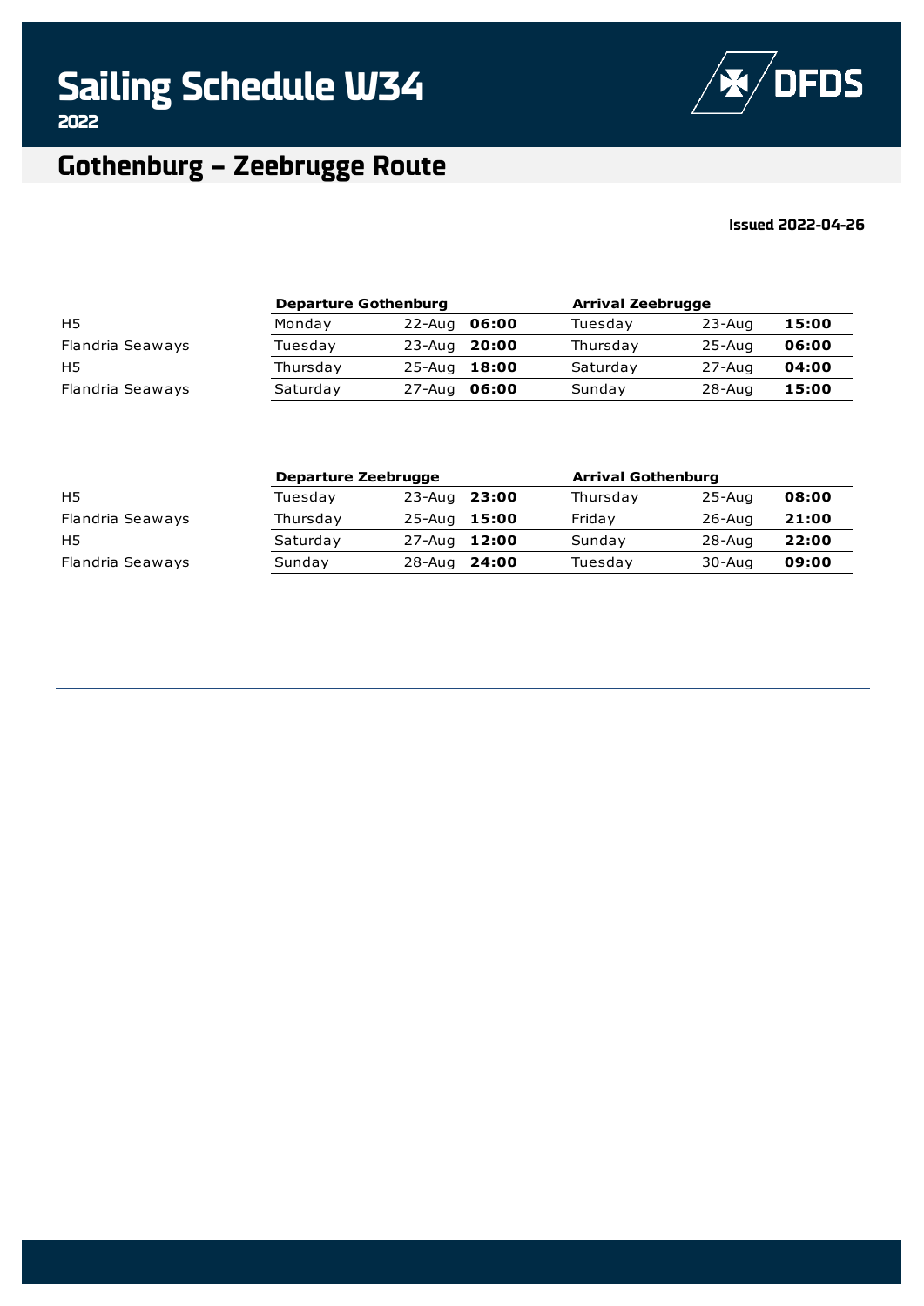# Sailing Schedule W34

**2022**

DFDS

## Gothenburg – Zeebrugge Route

**Issued 2022-04-26**

| | Departure Gothenburg | | | Arrival Zeebrugge | | |
|---|---|---|---|---|---|---|
| H5 | Monday | 22-Aug | **06:00** | Tuesday | 23-Aug | **15:00** |
| Flandria Seaways | Tuesday | 23-Aug | **20:00** | Thursday | 25-Aug | **06:00** |
| H5 | Thursday | 25-Aug | **18:00** | Saturday | 27-Aug | **04:00** |
| Flandria Seaways | Saturday | 27-Aug | **06:00** | Sunday | 28-Aug | **15:00** |

| | Departure Zeebrugge | | | Arrival Gothenburg | | |
|---|---|---|---|---|---|---|
| H5 | Tuesday | 23-Aug | **23:00** | Thursday | 25-Aug | **08:00** |
| Flandria Seaways | Thursday | 25-Aug | **15:00** | Friday | 26-Aug | **21:00** |
| H5 | Saturday | 27-Aug | **12:00** | Sunday | 28-Aug | **22:00** |
| Flandria Seaways | Sunday | 28-Aug | **24:00** | Tuesday | 30-Aug | **09:00** |